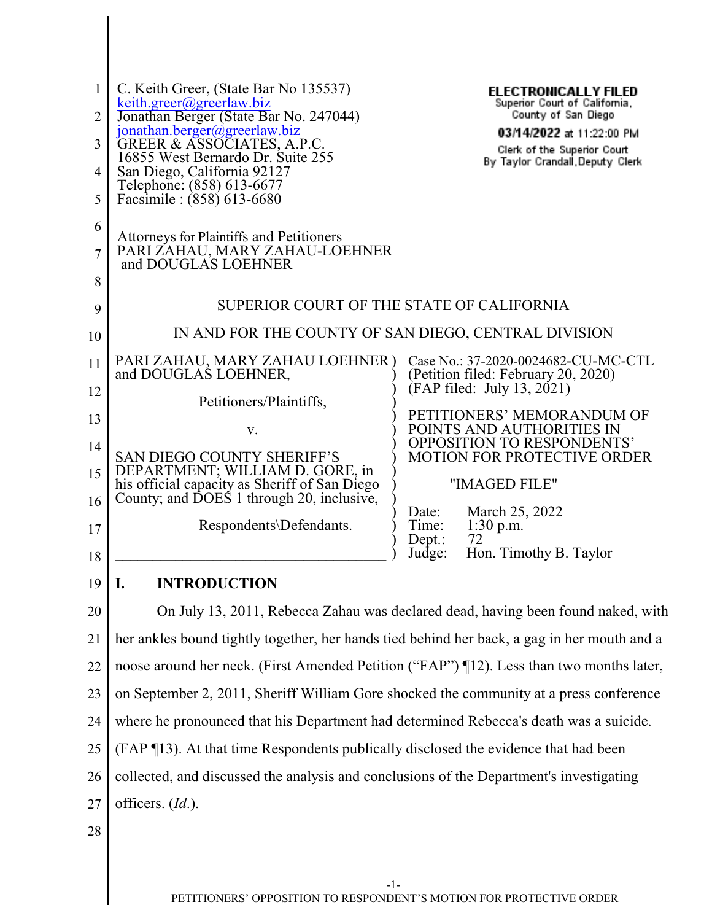C. Keith Greer, (State Bar No 135537)
keith.greer@greerlaw.biz
Jonathan Berger (State Bar No. 247044)
jonathan.berger@greerlaw.biz
GREER & ASSOCIATES, A.P.C.
16855 West Bernardo Dr. Suite 255
San Diego, California 92127
Telephone: (858) 613-6677
Facsimile : (858) 613-6680

**ELECTRONICALLY FILED**
Superior Court of California,
County of San Diego
**03/14/2022** at 11:22:00 PM
Clerk of the Superior Court
By Taylor Crandall,Deputy Clerk

Attorneys for Plaintiffs and Petitioners
PARI ZAHAU, MARY ZAHAU-LOEHNER
and DOUGLAS LOEHNER

SUPERIOR COURT OF THE STATE OF CALIFORNIA

IN AND FOR THE COUNTY OF SAN DIEGO, CENTRAL DIVISION

PARI ZAHAU, MARY ZAHAU LOEHNER and DOUGLAS LOEHNER,

Petitioners/Plaintiffs,

v.

SAN DIEGO COUNTY SHERIFF'S DEPARTMENT; WILLIAM D. GORE, in his official capacity as Sheriff of San Diego County; and DOES 1 through 20, inclusive,

Respondents\Defendants.

Case No.: 37-2020-0024682-CU-MC-CTL
(Petition filed: February 20, 2020)
(FAP filed: July 13, 2021)

PETITIONERS' MEMORANDUM OF POINTS AND AUTHORITIES IN OPPOSITION TO RESPONDENTS' MOTION FOR PROTECTIVE ORDER

"IMAGED FILE"

Date: March 25, 2022
Time: 1:30 p.m.
Dept.: 72
Judge: Hon. Timothy B. Taylor

## I. INTRODUCTION

On July 13, 2011, Rebecca Zahau was declared dead, having been found naked, with her ankles bound tightly together, her hands tied behind her back, a gag in her mouth and a noose around her neck. (First Amended Petition ("FAP") ¶12). Less than two months later, on September 2, 2011, Sheriff William Gore shocked the community at a press conference where he pronounced that his Department had determined Rebecca's death was a suicide. (FAP ¶13). At that time Respondents publically disclosed the evidence that had been collected, and discussed the analysis and conclusions of the Department's investigating officers. (*Id.*).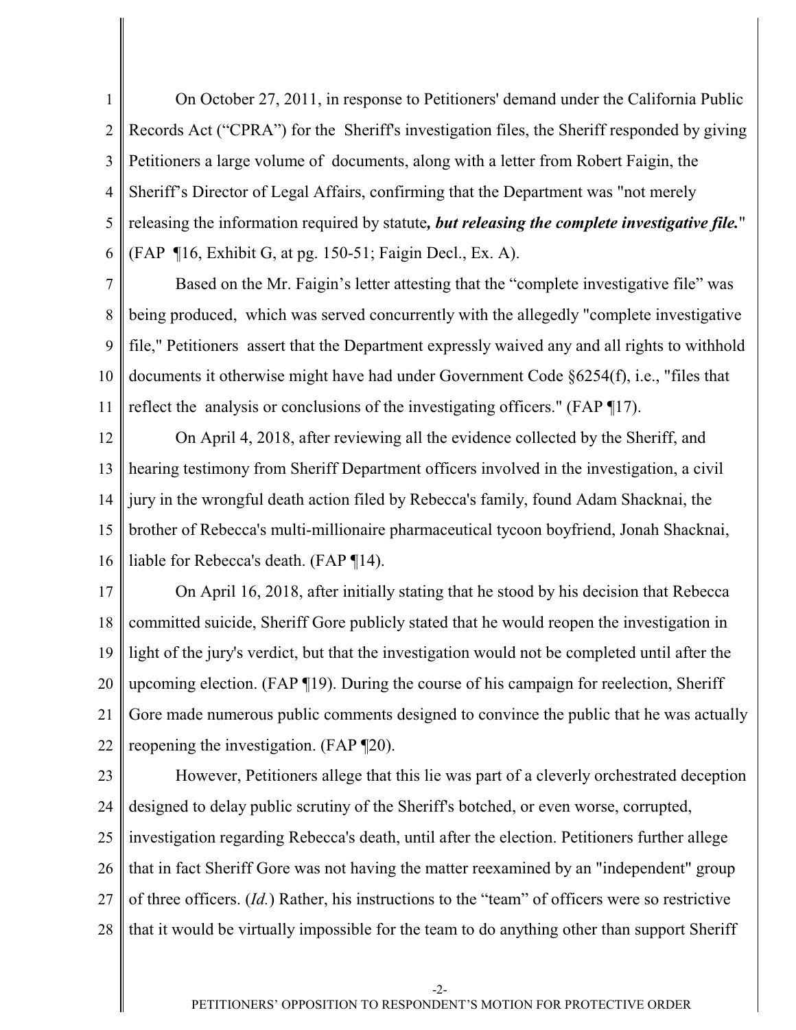On October 27, 2011, in response to Petitioners' demand under the California Public Records Act ("CPRA") for the Sheriff's investigation files, the Sheriff responded by giving Petitioners a large volume of documents, along with a letter from Robert Faigin, the Sheriff's Director of Legal Affairs, confirming that the Department was "not merely releasing the information required by statute***, but releasing the complete investigative file.***" (FAP ¶16, Exhibit G, at pg. 150-51; Faigin Decl., Ex. A).

Based on the Mr. Faigin's letter attesting that the "complete investigative file" was being produced, which was served concurrently with the allegedly "complete investigative file," Petitioners assert that the Department expressly waived any and all rights to withhold documents it otherwise might have had under Government Code §6254(f), i.e., "files that reflect the analysis or conclusions of the investigating officers." (FAP ¶17).

On April 4, 2018, after reviewing all the evidence collected by the Sheriff, and hearing testimony from Sheriff Department officers involved in the investigation, a civil jury in the wrongful death action filed by Rebecca's family, found Adam Shacknai, the brother of Rebecca's multi-millionaire pharmaceutical tycoon boyfriend, Jonah Shacknai, liable for Rebecca's death. (FAP ¶14).

On April 16, 2018, after initially stating that he stood by his decision that Rebecca committed suicide, Sheriff Gore publicly stated that he would reopen the investigation in light of the jury's verdict, but that the investigation would not be completed until after the upcoming election. (FAP ¶19). During the course of his campaign for reelection, Sheriff Gore made numerous public comments designed to convince the public that he was actually reopening the investigation. (FAP ¶20).

However, Petitioners allege that this lie was part of a cleverly orchestrated deception designed to delay public scrutiny of the Sheriff's botched, or even worse, corrupted, investigation regarding Rebecca's death, until after the election. Petitioners further allege that in fact Sheriff Gore was not having the matter reexamined by an "independent" group of three officers. (*Id.*) Rather, his instructions to the "team" of officers were so restrictive that it would be virtually impossible for the team to do anything other than support Sheriff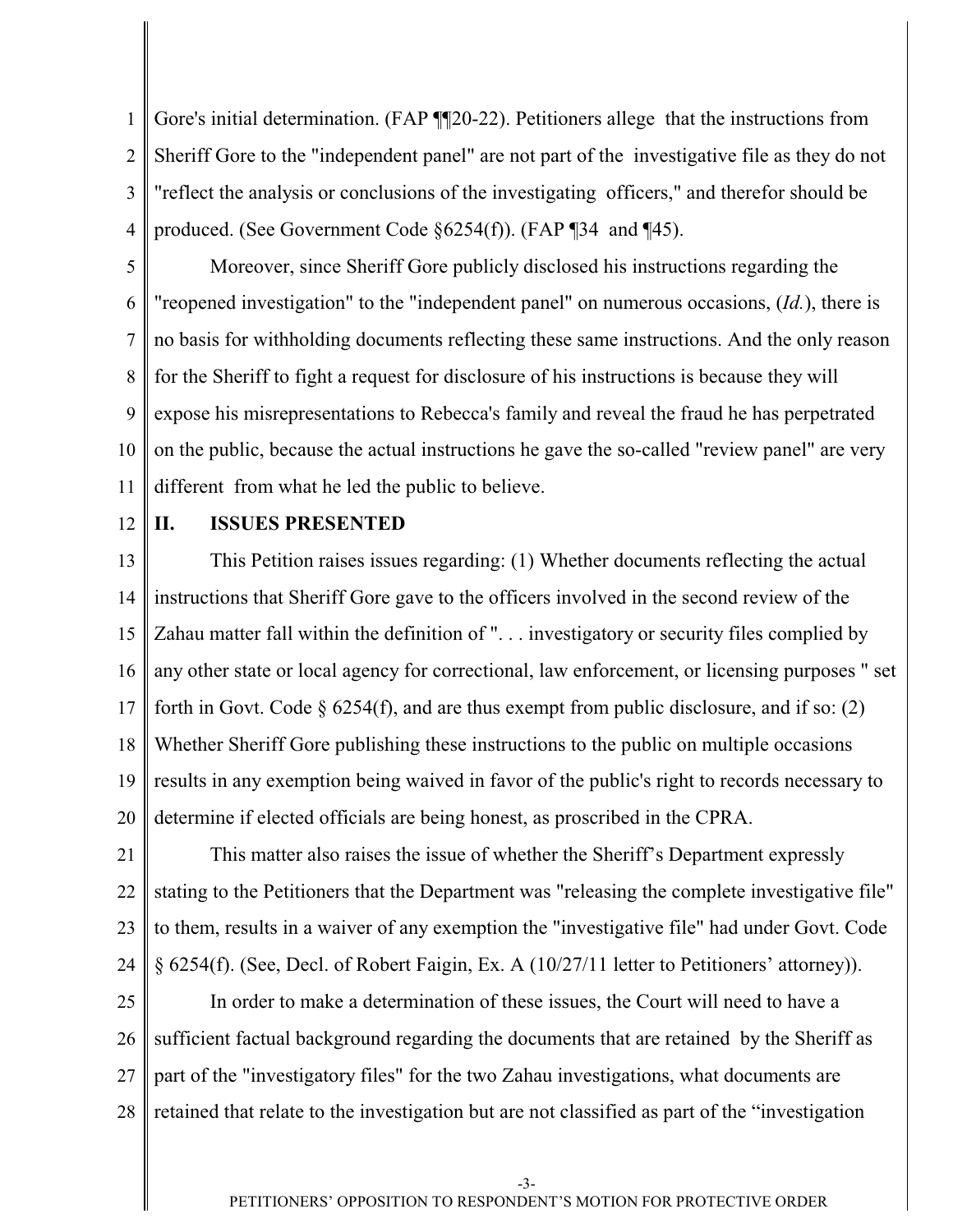Gore's initial determination. (FAP ¶¶20-22). Petitioners allege that the instructions from Sheriff Gore to the "independent panel" are not part of the investigative file as they do not "reflect the analysis or conclusions of the investigating officers," and therefor should be produced. (See Government Code §6254(f)). (FAP ¶34 and ¶45).

Moreover, since Sheriff Gore publicly disclosed his instructions regarding the "reopened investigation" to the "independent panel" on numerous occasions, (*Id.*), there is no basis for withholding documents reflecting these same instructions. And the only reason for the Sheriff to fight a request for disclosure of his instructions is because they will expose his misrepresentations to Rebecca's family and reveal the fraud he has perpetrated on the public, because the actual instructions he gave the so-called "review panel" are very different from what he led the public to believe.

## II. ISSUES PRESENTED

This Petition raises issues regarding: (1) Whether documents reflecting the actual instructions that Sheriff Gore gave to the officers involved in the second review of the Zahau matter fall within the definition of ". . . investigatory or security files complied by any other state or local agency for correctional, law enforcement, or licensing purposes " set forth in Govt. Code § 6254(f), and are thus exempt from public disclosure, and if so: (2) Whether Sheriff Gore publishing these instructions to the public on multiple occasions results in any exemption being waived in favor of the public's right to records necessary to determine if elected officials are being honest, as proscribed in the CPRA.

This matter also raises the issue of whether the Sheriff's Department expressly stating to the Petitioners that the Department was "releasing the complete investigative file" to them, results in a waiver of any exemption the "investigative file" had under Govt. Code § 6254(f). (See, Decl. of Robert Faigin, Ex. A (10/27/11 letter to Petitioners' attorney)).

In order to make a determination of these issues, the Court will need to have a sufficient factual background regarding the documents that are retained by the Sheriff as part of the "investigatory files" for the two Zahau investigations, what documents are retained that relate to the investigation but are not classified as part of the "investigation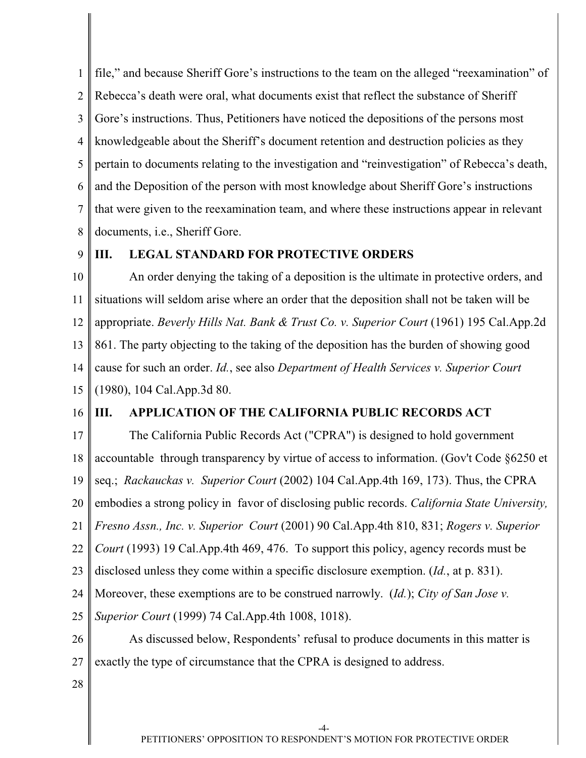file," and because Sheriff Gore's instructions to the team on the alleged "reexamination" of Rebecca's death were oral, what documents exist that reflect the substance of Sheriff Gore's instructions. Thus, Petitioners have noticed the depositions of the persons most knowledgeable about the Sheriff's document retention and destruction policies as they pertain to documents relating to the investigation and "reinvestigation" of Rebecca's death, and the Deposition of the person with most knowledge about Sheriff Gore's instructions that were given to the reexamination team, and where these instructions appear in relevant documents, i.e., Sheriff Gore.

## III. LEGAL STANDARD FOR PROTECTIVE ORDERS

An order denying the taking of a deposition is the ultimate in protective orders, and situations will seldom arise where an order that the deposition shall not be taken will be appropriate. *Beverly Hills Nat. Bank & Trust Co. v. Superior Court* (1961) 195 Cal.App.2d 861. The party objecting to the taking of the deposition has the burden of showing good cause for such an order. *Id.*, see also *Department of Health Services v. Superior Court* (1980), 104 Cal.App.3d 80.

## III. APPLICATION OF THE CALIFORNIA PUBLIC RECORDS ACT

The California Public Records Act ("CPRA") is designed to hold government accountable through transparency by virtue of access to information. (Gov't Code §6250 et seq.; *Rackauckas v. Superior Court* (2002) 104 Cal.App.4th 169, 173). Thus, the CPRA embodies a strong policy in favor of disclosing public records. *California State University, Fresno Assn., Inc. v. Superior Court* (2001) 90 Cal.App.4th 810, 831; *Rogers v. Superior Court* (1993) 19 Cal.App.4th 469, 476. To support this policy, agency records must be disclosed unless they come within a specific disclosure exemption. (*Id.*, at p. 831). Moreover, these exemptions are to be construed narrowly. (*Id.*); *City of San Jose v. Superior Court* (1999) 74 Cal.App.4th 1008, 1018).

As discussed below, Respondents' refusal to produce documents in this matter is exactly the type of circumstance that the CPRA is designed to address.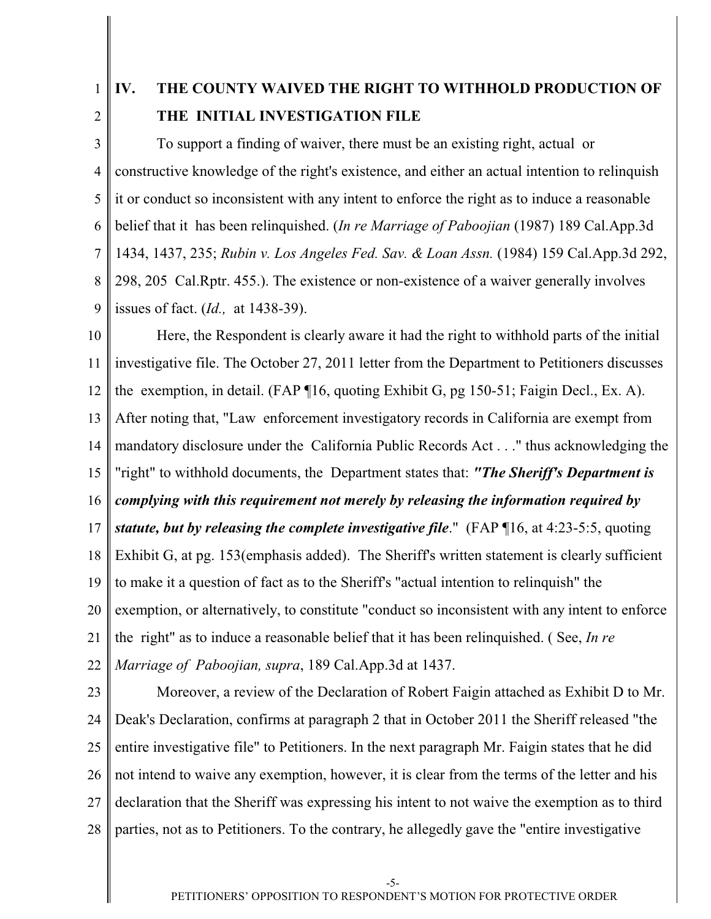## IV. THE COUNTY WAIVED THE RIGHT TO WITHHOLD PRODUCTION OF THE INITIAL INVESTIGATION FILE

To support a finding of waiver, there must be an existing right, actual or constructive knowledge of the right's existence, and either an actual intention to relinquish it or conduct so inconsistent with any intent to enforce the right as to induce a reasonable belief that it has been relinquished. (*In re Marriage of Paboojian* (1987) 189 Cal.App.3d 1434, 1437, 235; *Rubin v. Los Angeles Fed. Sav. & Loan Assn.* (1984) 159 Cal.App.3d 292, 298, 205 Cal.Rptr. 455.). The existence or non-existence of a waiver generally involves issues of fact. (*Id.,* at 1438-39).

Here, the Respondent is clearly aware it had the right to withhold parts of the initial investigative file. The October 27, 2011 letter from the Department to Petitioners discusses the exemption, in detail. (FAP ¶16, quoting Exhibit G, pg 150-51; Faigin Decl., Ex. A). After noting that, "Law enforcement investigatory records in California are exempt from mandatory disclosure under the California Public Records Act . . ." thus acknowledging the "right" to withhold documents, the Department states that: ***"The Sheriff's Department is complying with this requirement not merely by releasing the information required by statute, but by releasing the complete investigative file***." (FAP ¶16, at 4:23-5:5, quoting Exhibit G, at pg. 153(emphasis added). The Sheriff's written statement is clearly sufficient to make it a question of fact as to the Sheriff's "actual intention to relinquish" the exemption, or alternatively, to constitute "conduct so inconsistent with any intent to enforce the right" as to induce a reasonable belief that it has been relinquished. ( See, *In re Marriage of Paboojian, supra*, 189 Cal.App.3d at 1437.

Moreover, a review of the Declaration of Robert Faigin attached as Exhibit D to Mr. Deak's Declaration, confirms at paragraph 2 that in October 2011 the Sheriff released "the entire investigative file" to Petitioners. In the next paragraph Mr. Faigin states that he did not intend to waive any exemption, however, it is clear from the terms of the letter and his declaration that the Sheriff was expressing his intent to not waive the exemption as to third parties, not as to Petitioners. To the contrary, he allegedly gave the "entire investigative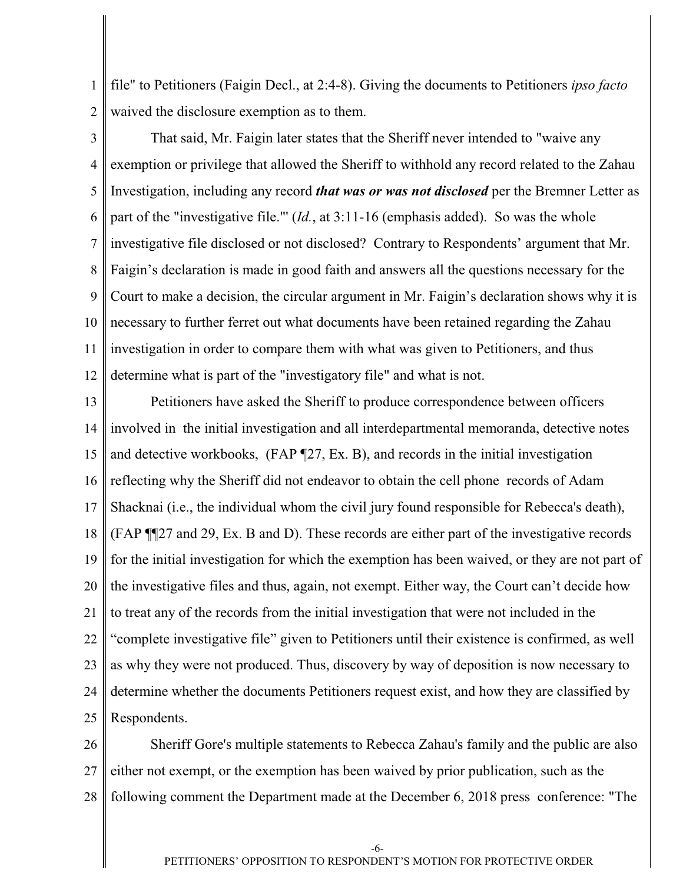file" to Petitioners (Faigin Decl., at 2:4-8). Giving the documents to Petitioners *ipso facto* waived the disclosure exemption as to them.

That said, Mr. Faigin later states that the Sheriff never intended to "waive any exemption or privilege that allowed the Sheriff to withhold any record related to the Zahau Investigation, including any record ***that was or was not disclosed*** per the Bremner Letter as part of the "investigative file."' (*Id.*, at 3:11-16 (emphasis added). So was the whole investigative file disclosed or not disclosed? Contrary to Respondents' argument that Mr. Faigin's declaration is made in good faith and answers all the questions necessary for the Court to make a decision, the circular argument in Mr. Faigin's declaration shows why it is necessary to further ferret out what documents have been retained regarding the Zahau investigation in order to compare them with what was given to Petitioners, and thus determine what is part of the "investigatory file" and what is not.

Petitioners have asked the Sheriff to produce correspondence between officers involved in the initial investigation and all interdepartmental memoranda, detective notes and detective workbooks, (FAP ¶27, Ex. B), and records in the initial investigation reflecting why the Sheriff did not endeavor to obtain the cell phone records of Adam Shacknai (i.e., the individual whom the civil jury found responsible for Rebecca's death), (FAP ¶¶27 and 29, Ex. B and D). These records are either part of the investigative records for the initial investigation for which the exemption has been waived, or they are not part of the investigative files and thus, again, not exempt. Either way, the Court can't decide how to treat any of the records from the initial investigation that were not included in the "complete investigative file" given to Petitioners until their existence is confirmed, as well as why they were not produced. Thus, discovery by way of deposition is now necessary to determine whether the documents Petitioners request exist, and how they are classified by Respondents.

Sheriff Gore's multiple statements to Rebecca Zahau's family and the public are also either not exempt, or the exemption has been waived by prior publication, such as the following comment the Department made at the December 6, 2018 press conference: "The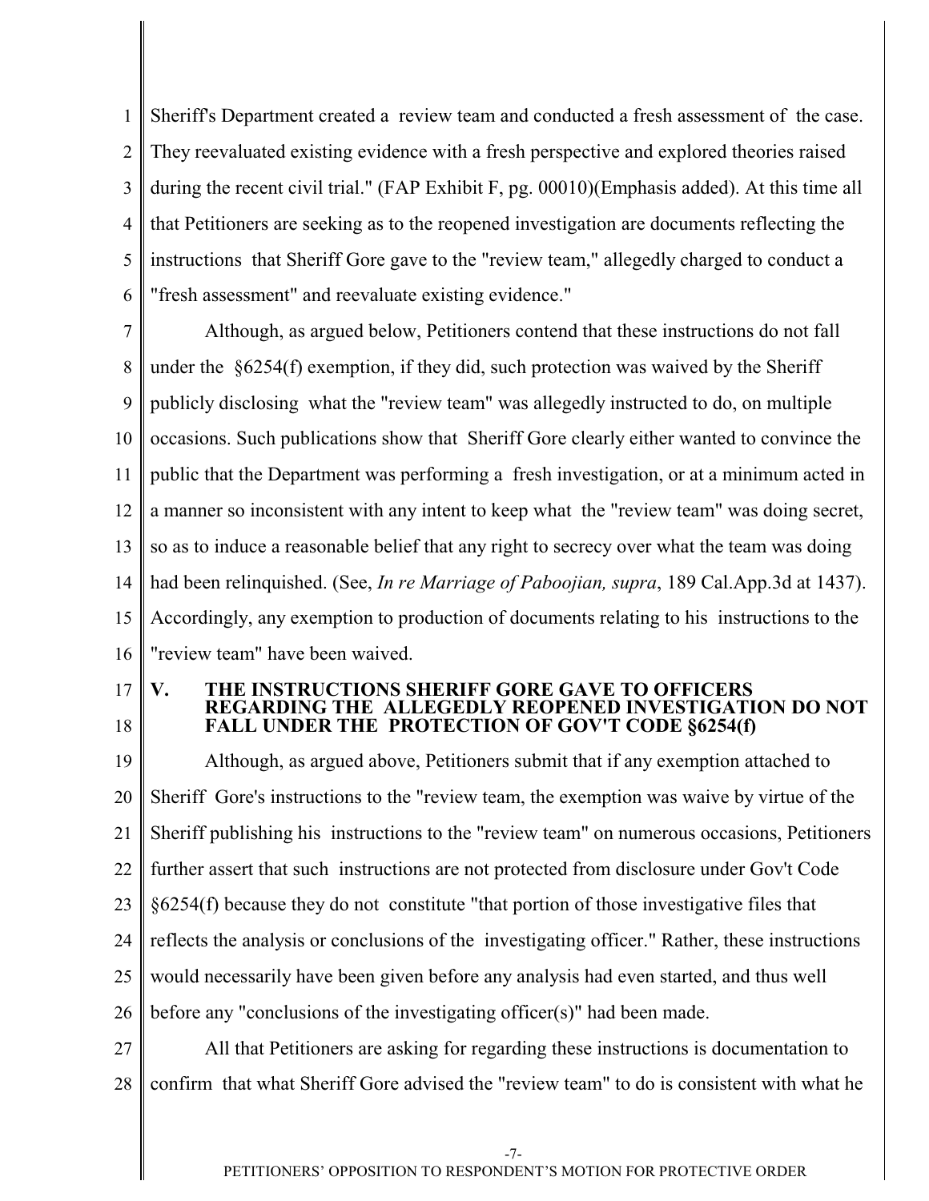Sheriff's Department created a review team and conducted a fresh assessment of the case. They reevaluated existing evidence with a fresh perspective and explored theories raised during the recent civil trial." (FAP Exhibit F, pg. 00010)(Emphasis added). At this time all that Petitioners are seeking as to the reopened investigation are documents reflecting the instructions that Sheriff Gore gave to the "review team," allegedly charged to conduct a "fresh assessment" and reevaluate existing evidence."

Although, as argued below, Petitioners contend that these instructions do not fall under the §6254(f) exemption, if they did, such protection was waived by the Sheriff publicly disclosing what the "review team" was allegedly instructed to do, on multiple occasions. Such publications show that Sheriff Gore clearly either wanted to convince the public that the Department was performing a fresh investigation, or at a minimum acted in a manner so inconsistent with any intent to keep what the "review team" was doing secret, so as to induce a reasonable belief that any right to secrecy over what the team was doing had been relinquished. (See, *In re Marriage of Paboojian, supra*, 189 Cal.App.3d at 1437). Accordingly, any exemption to production of documents relating to his instructions to the "review team" have been waived.

## V. THE INSTRUCTIONS SHERIFF GORE GAVE TO OFFICERS REGARDING THE ALLEGEDLY REOPENED INVESTIGATION DO NOT FALL UNDER THE PROTECTION OF GOV'T CODE §6254(f)

Although, as argued above, Petitioners submit that if any exemption attached to Sheriff Gore's instructions to the "review team, the exemption was waive by virtue of the Sheriff publishing his instructions to the "review team" on numerous occasions, Petitioners further assert that such instructions are not protected from disclosure under Gov't Code §6254(f) because they do not constitute "that portion of those investigative files that reflects the analysis or conclusions of the investigating officer." Rather, these instructions would necessarily have been given before any analysis had even started, and thus well before any "conclusions of the investigating officer(s)" had been made.

All that Petitioners are asking for regarding these instructions is documentation to confirm that what Sheriff Gore advised the "review team" to do is consistent with what he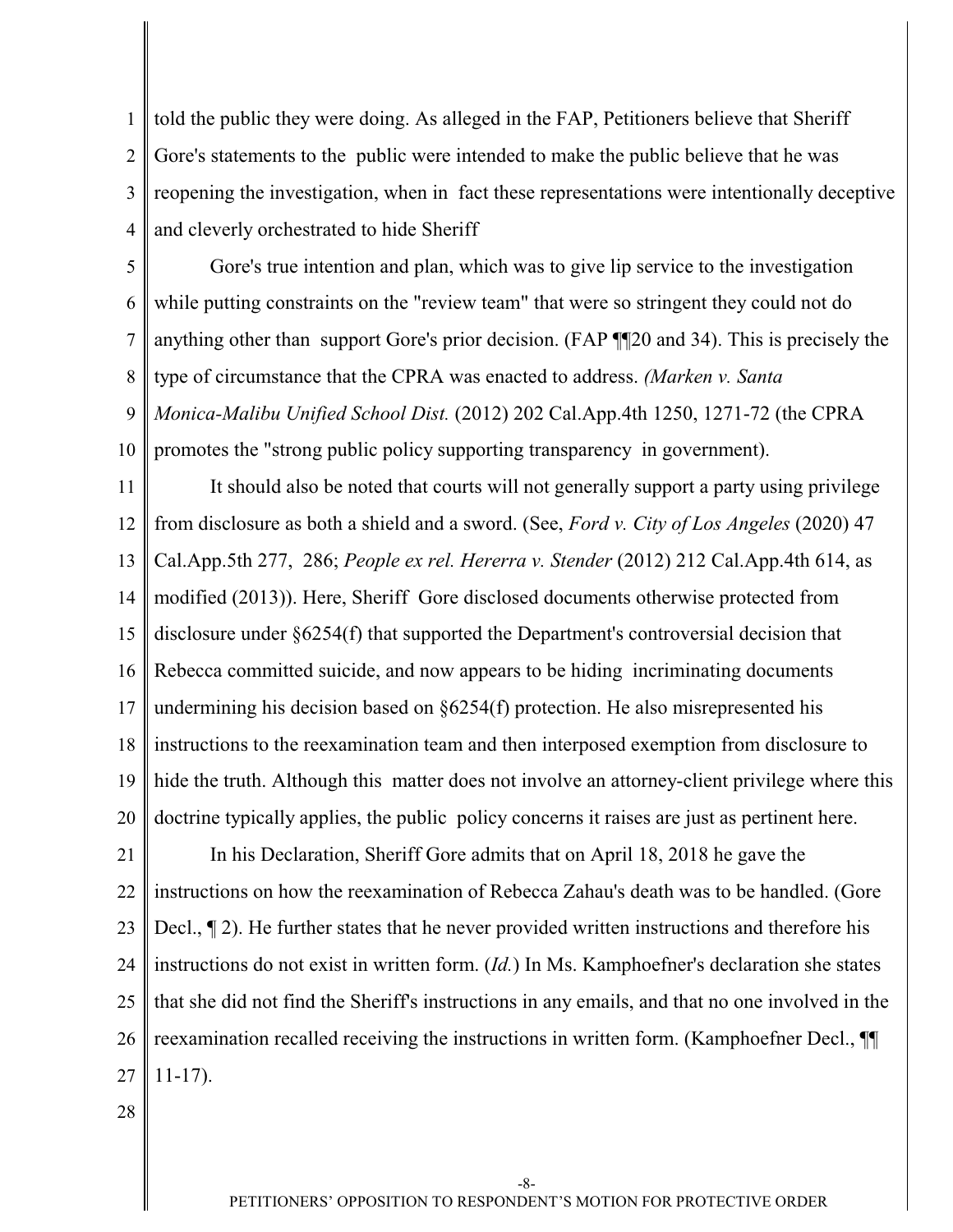told the public they were doing. As alleged in the FAP, Petitioners believe that Sheriff Gore's statements to the public were intended to make the public believe that he was reopening the investigation, when in fact these representations were intentionally deceptive and cleverly orchestrated to hide Sheriff

Gore's true intention and plan, which was to give lip service to the investigation while putting constraints on the "review team" that were so stringent they could not do anything other than support Gore's prior decision. (FAP ¶¶20 and 34). This is precisely the type of circumstance that the CPRA was enacted to address. *(Marken v. Santa Monica-Malibu Unified School Dist.* (2012) 202 Cal.App.4th 1250, 1271-72 (the CPRA promotes the "strong public policy supporting transparency in government).

It should also be noted that courts will not generally support a party using privilege from disclosure as both a shield and a sword. (See, *Ford v. City of Los Angeles* (2020) 47 Cal.App.5th 277, 286; *People ex rel. Hererra v. Stender* (2012) 212 Cal.App.4th 614, as modified (2013)). Here, Sheriff Gore disclosed documents otherwise protected from disclosure under §6254(f) that supported the Department's controversial decision that Rebecca committed suicide, and now appears to be hiding incriminating documents undermining his decision based on §6254(f) protection. He also misrepresented his instructions to the reexamination team and then interposed exemption from disclosure to hide the truth. Although this matter does not involve an attorney-client privilege where this doctrine typically applies, the public policy concerns it raises are just as pertinent here.

In his Declaration, Sheriff Gore admits that on April 18, 2018 he gave the instructions on how the reexamination of Rebecca Zahau's death was to be handled. (Gore Decl., ¶ 2). He further states that he never provided written instructions and therefore his instructions do not exist in written form. (*Id.*) In Ms. Kamphoefner's declaration she states that she did not find the Sheriff's instructions in any emails, and that no one involved in the reexamination recalled receiving the instructions in written form. (Kamphoefner Decl., ¶¶ 11-17).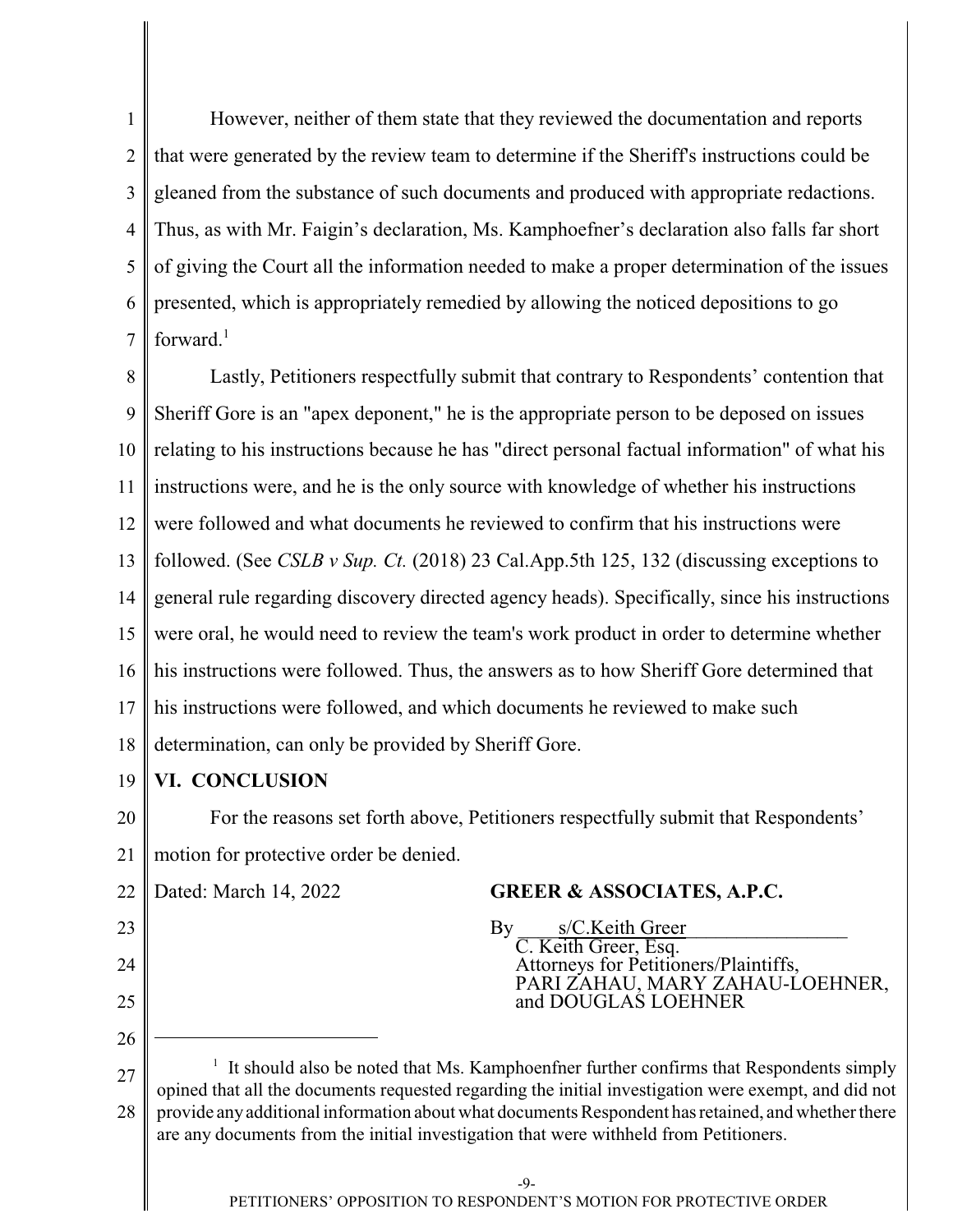However, neither of them state that they reviewed the documentation and reports that were generated by the review team to determine if the Sheriff's instructions could be gleaned from the substance of such documents and produced with appropriate redactions. Thus, as with Mr. Faigin's declaration, Ms. Kamphoefner's declaration also falls far short of giving the Court all the information needed to make a proper determination of the issues presented, which is appropriately remedied by allowing the noticed depositions to go forward.[1]

Lastly, Petitioners respectfully submit that contrary to Respondents' contention that Sheriff Gore is an "apex deponent," he is the appropriate person to be deposed on issues relating to his instructions because he has "direct personal factual information" of what his instructions were, and he is the only source with knowledge of whether his instructions were followed and what documents he reviewed to confirm that his instructions were followed. (See *CSLB v Sup. Ct.* (2018) 23 Cal.App.5th 125, 132 (discussing exceptions to general rule regarding discovery directed agency heads). Specifically, since his instructions were oral, he would need to review the team's work product in order to determine whether his instructions were followed. Thus, the answers as to how Sheriff Gore determined that his instructions were followed, and which documents he reviewed to make such determination, can only be provided by Sheriff Gore.

## VI. CONCLUSION

For the reasons set forth above, Petitioners respectfully submit that Respondents' motion for protective order be denied.

Dated: March 14, 2022

**GREER & ASSOCIATES, A.P.C.**

By s/C.Keith Greer
C. Keith Greer, Esq.
Attorneys for Petitioners/Plaintiffs,
PARI ZAHAU, MARY ZAHAU-LOEHNER,
and DOUGLAS LOEHNER

---

[1] It should also be noted that Ms. Kamphoenfner further confirms that Respondents simply opined that all the documents requested regarding the initial investigation were exempt, and did not provide any additional information about what documents Respondent has retained, and whether there are any documents from the initial investigation that were withheld from Petitioners.